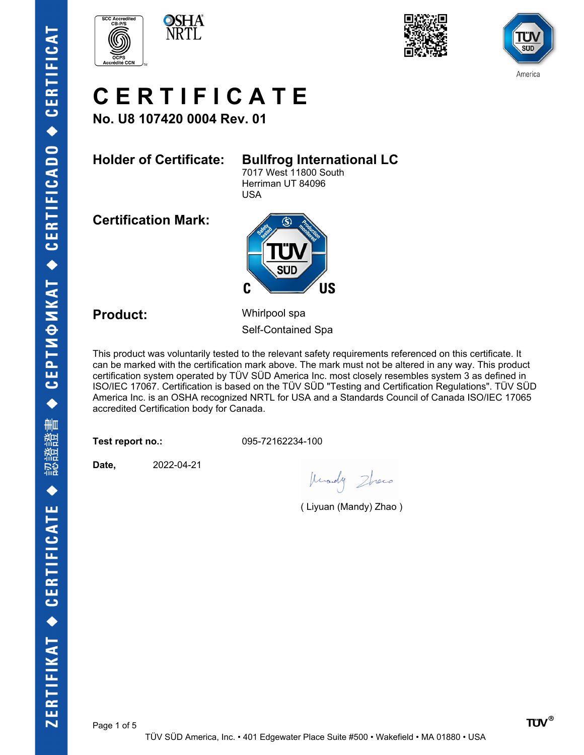# CERTIFICATE

**No. U8 107420 0004 Rev. 01**

**Holder of Certificate:** **Bullfrog International LC**
7017 West 11800 South
Herriman UT 84096
USA

**Certification Mark:**

**Product:** Whirlpool spa
Self-Contained Spa

This product was voluntarily tested to the relevant safety requirements referenced on this certificate. It can be marked with the certification mark above. The mark must not be altered in any way. This product certification system operated by TÜV SÜD America Inc. most closely resembles system 3 as defined in ISO/IEC 17067. Certification is based on the TÜV SÜD "Testing and Certification Regulations". TÜV SÜD America Inc. is an OSHA recognized NRTL for USA and a Standards Council of Canada ISO/IEC 17065 accredited Certification body for Canada.

**Test report no.:** 095-72162234-100

**Date,** 2022-04-21

( Liyuan (Mandy) Zhao )

TÜV SÜD America, Inc. • 401 Edgewater Place Suite #500 • Wakefield • MA 01880 • USA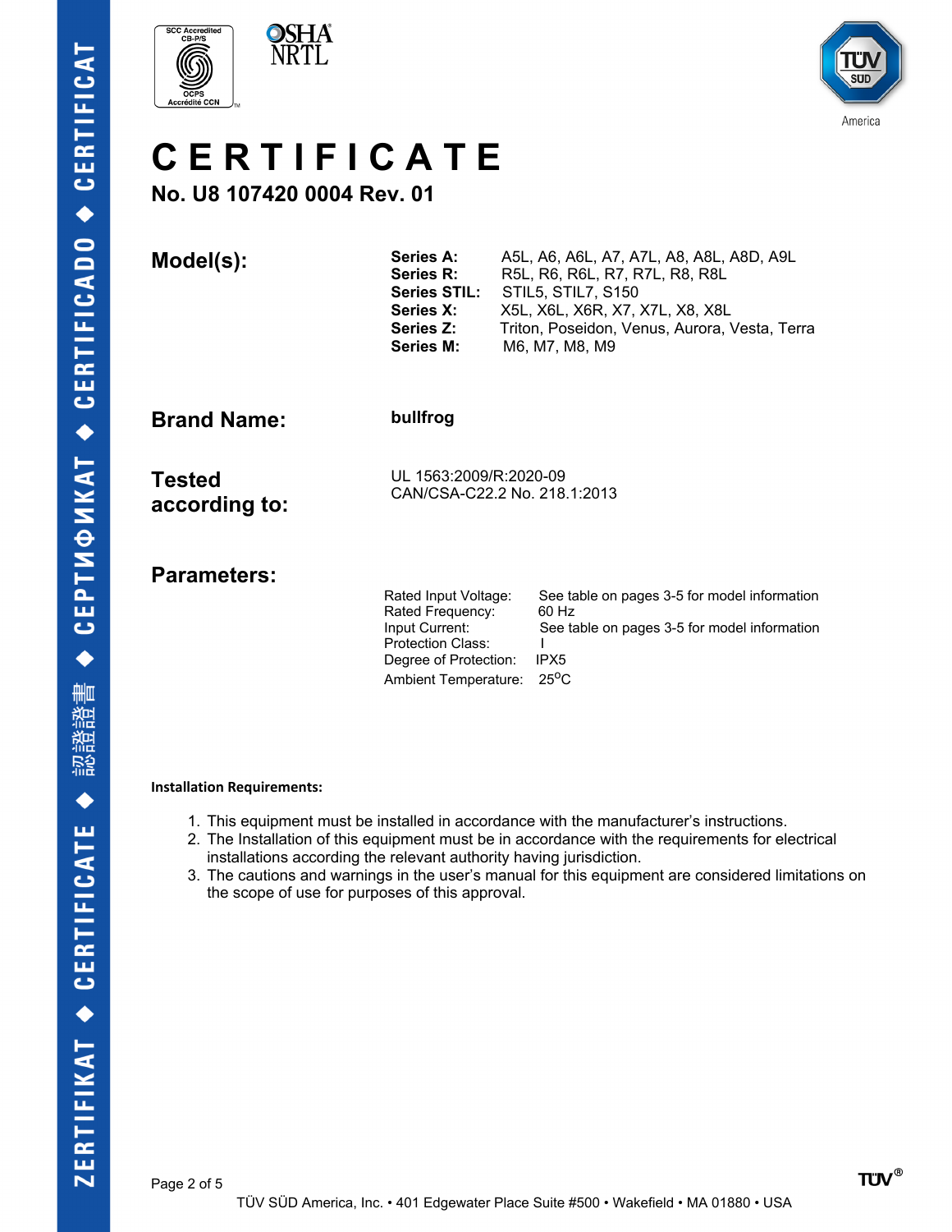# CERTIFICATE

**No. U8 107420 0004 Rev. 01**

**Model(s):**

| | |
|---|---|
| **Series A:** | A5L, A6, A6L, A7, A7L, A8, A8L, A8D, A9L |
| **Series R:** | R5L, R6, R6L, R7, R7L, R8, R8L |
| **Series STIL:** | STIL5, STIL7, S150 |
| **Series X:** | X5L, X6L, X6R, X7, X7L, X8, X8L |
| **Series Z:** | Triton, Poseidon, Venus, Aurora, Vesta, Terra |
| **Series M:** | M6, M7, M8, M9 |

**Brand Name:** **bullfrog**

**Tested according to:**

UL 1563:2009/R:2020-09
CAN/CSA-C22.2 No. 218.1:2013

**Parameters:**

| | |
|---|---|
| Rated Input Voltage: | See table on pages 3-5 for model information |
| Rated Frequency: | 60 Hz |
| Input Current: | See table on pages 3-5 for model information |
| Protection Class: | I |
| Degree of Protection: | IPX5 |
| Ambient Temperature: | 25$^{o}$C |

**Installation Requirements:**

1. This equipment must be installed in accordance with the manufacturer's instructions.
2. The Installation of this equipment must be in accordance with the requirements for electrical installations according the relevant authority having jurisdiction.
3. The cautions and warnings in the user's manual for this equipment are considered limitations on the scope of use for purposes of this approval.

TÜV SÜD America, Inc. • 401 Edgewater Place Suite #500 • Wakefield • MA 01880 • USA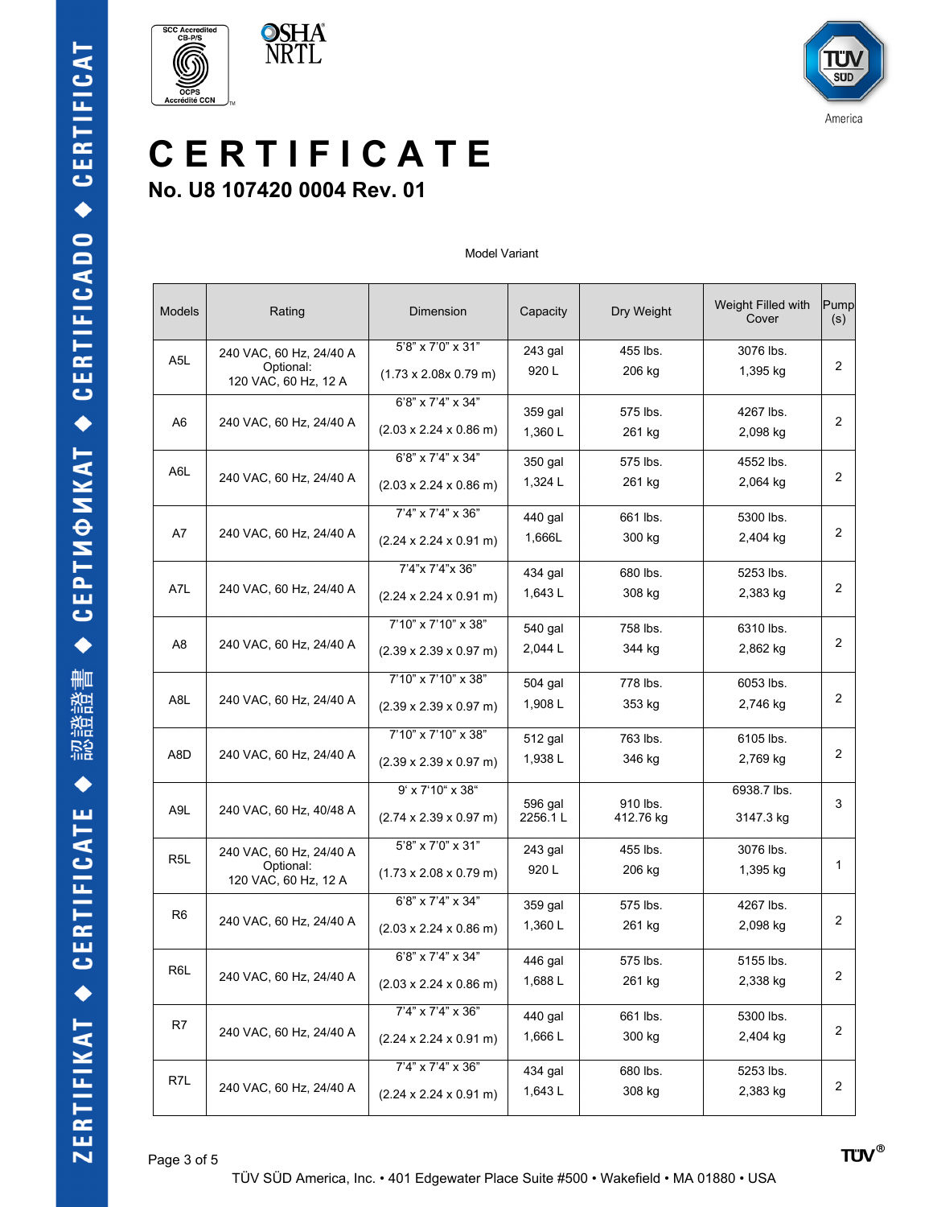# CERTIFICATE

## No. U8 107420 0004 Rev. 01

Model Variant

| Models | Rating | Dimension | Capacity | Dry Weight | Weight Filled with Cover | Pump (s) |
|---|---|---|---|---|---|---|
| A5L | 240 VAC, 60 Hz, 24/40 A Optional: 120 VAC, 60 Hz, 12 A | 5'8" x 7'0" x 31" (1.73 x 2.08x 0.79 m) | 243 gal 920 L | 455 lbs. 206 kg | 3076 lbs. 1,395 kg | 2 |
| A6 | 240 VAC, 60 Hz, 24/40 A | 6'8" x 7'4" x 34" (2.03 x 2.24 x 0.86 m) | 359 gal 1,360 L | 575 lbs. 261 kg | 4267 lbs. 2,098 kg | 2 |
| A6L | 240 VAC, 60 Hz, 24/40 A | 6'8" x 7'4" x 34" (2.03 x 2.24 x 0.86 m) | 350 gal 1,324 L | 575 lbs. 261 kg | 4552 lbs. 2,064 kg | 2 |
| A7 | 240 VAC, 60 Hz, 24/40 A | 7'4" x 7'4" x 36" (2.24 x 2.24 x 0.91 m) | 440 gal 1,666L | 661 lbs. 300 kg | 5300 lbs. 2,404 kg | 2 |
| A7L | 240 VAC, 60 Hz, 24/40 A | 7'4"x 7'4"x 36" (2.24 x 2.24 x 0.91 m) | 434 gal 1,643 L | 680 lbs. 308 kg | 5253 lbs. 2,383 kg | 2 |
| A8 | 240 VAC, 60 Hz, 24/40 A | 7'10" x 7'10" x 38" (2.39 x 2.39 x 0.97 m) | 540 gal 2,044 L | 758 lbs. 344 kg | 6310 lbs. 2,862 kg | 2 |
| A8L | 240 VAC, 60 Hz, 24/40 A | 7'10" x 7'10" x 38" (2.39 x 2.39 x 0.97 m) | 504 gal 1,908 L | 778 lbs. 353 kg | 6053 lbs. 2,746 kg | 2 |
| A8D | 240 VAC, 60 Hz, 24/40 A | 7'10" x 7'10" x 38" (2.39 x 2.39 x 0.97 m) | 512 gal 1,938 L | 763 lbs. 346 kg | 6105 lbs. 2,769 kg | 2 |
| A9L | 240 VAC, 60 Hz, 40/48 A | 9' x 7'10" x 38" (2.74 x 2.39 x 0.97 m) | 596 gal 2256.1 L | 910 lbs. 412.76 kg | 6938.7 lbs. 3147.3 kg | 3 |
| R5L | 240 VAC, 60 Hz, 24/40 A Optional: 120 VAC, 60 Hz, 12 A | 5'8" x 7'0" x 31" (1.73 x 2.08 x 0.79 m) | 243 gal 920 L | 455 lbs. 206 kg | 3076 lbs. 1,395 kg | 1 |
| R6 | 240 VAC, 60 Hz, 24/40 A | 6'8" x 7'4" x 34" (2.03 x 2.24 x 0.86 m) | 359 gal 1,360 L | 575 lbs. 261 kg | 4267 lbs. 2,098 kg | 2 |
| R6L | 240 VAC, 60 Hz, 24/40 A | 6'8" x 7'4" x 34" (2.03 x 2.24 x 0.86 m) | 446 gal 1,688 L | 575 lbs. 261 kg | 5155 lbs. 2,338 kg | 2 |
| R7 | 240 VAC, 60 Hz, 24/40 A | 7'4" x 7'4" x 36" (2.24 x 2.24 x 0.91 m) | 440 gal 1,666 L | 661 lbs. 300 kg | 5300 lbs. 2,404 kg | 2 |
| R7L | 240 VAC, 60 Hz, 24/40 A | 7'4" x 7'4" x 36" (2.24 x 2.24 x 0.91 m) | 434 gal 1,643 L | 680 lbs. 308 kg | 5253 lbs. 2,383 kg | 2 |

TÜV SÜD America, Inc. • 401 Edgewater Place Suite #500 • Wakefield • MA 01880 • USA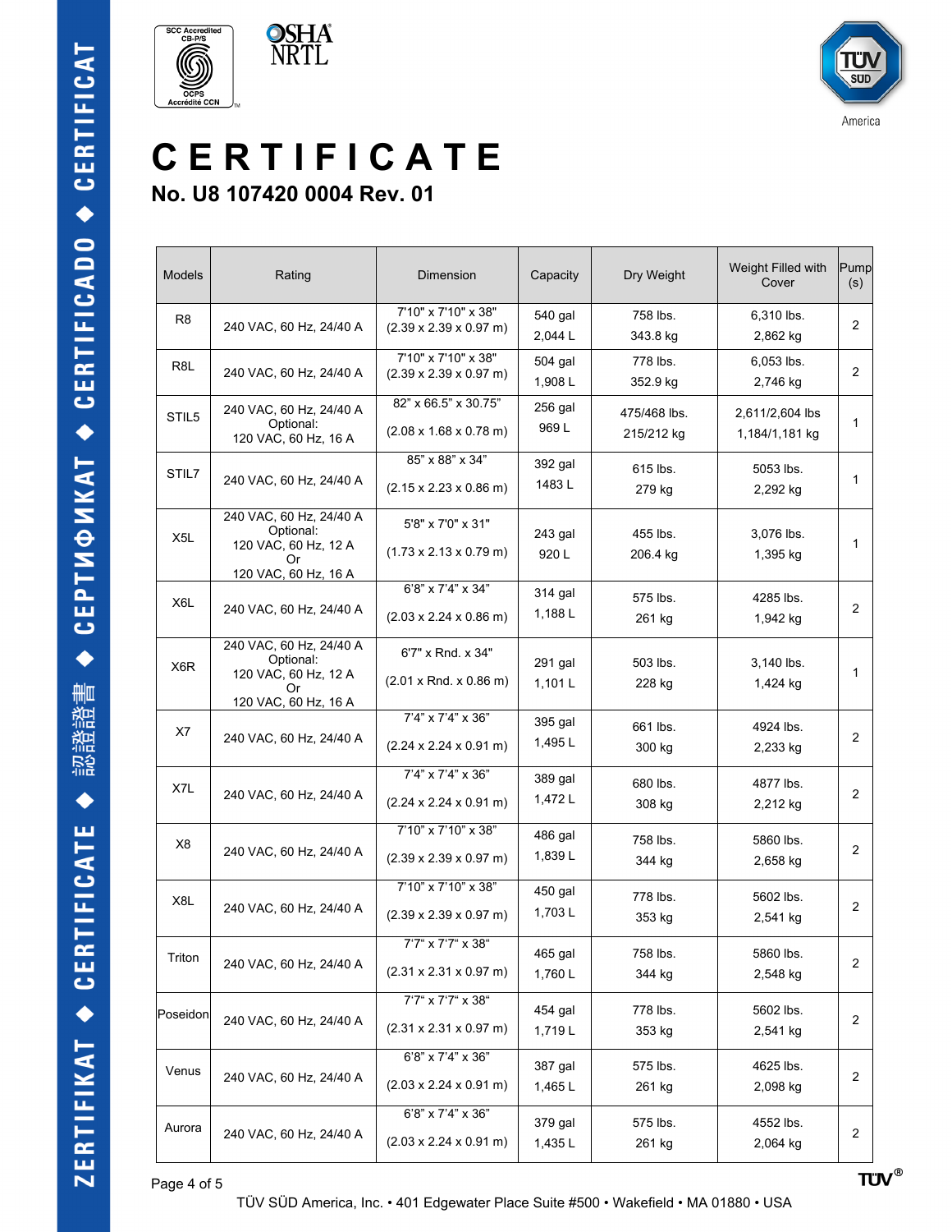# CERTIFICATE

## No. U8 107420 0004 Rev. 01

| Models | Rating | Dimension | Capacity | Dry Weight | Weight Filled with Cover | Pump (s) |
|---|---|---|---|---|---|---|
| R8 | 240 VAC, 60 Hz, 24/40 A | 7'10" x 7'10" x 38" (2.39 x 2.39 x 0.97 m) | 540 gal 2,044 L | 758 lbs. 343.8 kg | 6,310 lbs. 2,862 kg | 2 |
| R8L | 240 VAC, 60 Hz, 24/40 A | 7'10" x 7'10" x 38" (2.39 x 2.39 x 0.97 m) | 504 gal 1,908 L | 778 lbs. 352.9 kg | 6,053 lbs. 2,746 kg | 2 |
| STIL5 | 240 VAC, 60 Hz, 24/40 A Optional: 120 VAC, 60 Hz, 16 A | 82" x 66.5" x 30.75" (2.08 x 1.68 x 0.78 m) | 256 gal 969 L | 475/468 lbs. 215/212 kg | 2,611/2,604 lbs 1,184/1,181 kg | 1 |
| STIL7 | 240 VAC, 60 Hz, 24/40 A | 85" x 88" x 34" (2.15 x 2.23 x 0.86 m) | 392 gal 1483 L | 615 lbs. 279 kg | 5053 lbs. 2,292 kg | 1 |
| X5L | 240 VAC, 60 Hz, 24/40 A Optional: 120 VAC, 60 Hz, 12 A Or 120 VAC, 60 Hz, 16 A | 5'8" x 7'0" x 31" (1.73 x 2.13 x 0.79 m) | 243 gal 920 L | 455 lbs. 206.4 kg | 3,076 lbs. 1,395 kg | 1 |
| X6L | 240 VAC, 60 Hz, 24/40 A | 6'8" x 7'4" x 34" (2.03 x 2.24 x 0.86 m) | 314 gal 1,188 L | 575 lbs. 261 kg | 4285 lbs. 1,942 kg | 2 |
| X6R | 240 VAC, 60 Hz, 24/40 A Optional: 120 VAC, 60 Hz, 12 A Or 120 VAC, 60 Hz, 16 A | 6'7" x Rnd. x 34" (2.01 x Rnd. x 0.86 m) | 291 gal 1,101 L | 503 lbs. 228 kg | 3,140 lbs. 1,424 kg | 1 |
| X7 | 240 VAC, 60 Hz, 24/40 A | 7'4" x 7'4" x 36" (2.24 x 2.24 x 0.91 m) | 395 gal 1,495 L | 661 lbs. 300 kg | 4924 lbs. 2,233 kg | 2 |
| X7L | 240 VAC, 60 Hz, 24/40 A | 7'4" x 7'4" x 36" (2.24 x 2.24 x 0.91 m) | 389 gal 1,472 L | 680 lbs. 308 kg | 4877 lbs. 2,212 kg | 2 |
| X8 | 240 VAC, 60 Hz, 24/40 A | 7'10" x 7'10" x 38" (2.39 x 2.39 x 0.97 m) | 486 gal 1,839 L | 758 lbs. 344 kg | 5860 lbs. 2,658 kg | 2 |
| X8L | 240 VAC, 60 Hz, 24/40 A | 7'10" x 7'10" x 38" (2.39 x 2.39 x 0.97 m) | 450 gal 1,703 L | 778 lbs. 353 kg | 5602 lbs. 2,541 kg | 2 |
| Triton | 240 VAC, 60 Hz, 24/40 A | 7'7" x 7'7" x 38" (2.31 x 2.31 x 0.97 m) | 465 gal 1,760 L | 758 lbs. 344 kg | 5860 lbs. 2,548 kg | 2 |
| Poseidon | 240 VAC, 60 Hz, 24/40 A | 7'7" x 7'7" x 38" (2.31 x 2.31 x 0.97 m) | 454 gal 1,719 L | 778 lbs. 353 kg | 5602 lbs. 2,541 kg | 2 |
| Venus | 240 VAC, 60 Hz, 24/40 A | 6'8" x 7'4" x 36" (2.03 x 2.24 x 0.91 m) | 387 gal 1,465 L | 575 lbs. 261 kg | 4625 lbs. 2,098 kg | 2 |
| Aurora | 240 VAC, 60 Hz, 24/40 A | 6'8" x 7'4" x 36" (2.03 x 2.24 x 0.91 m) | 379 gal 1,435 L | 575 lbs. 261 kg | 4552 lbs. 2,064 kg | 2 |

TÜV SÜD America, Inc. • 401 Edgewater Place Suite #500 • Wakefield • MA 01880 • USA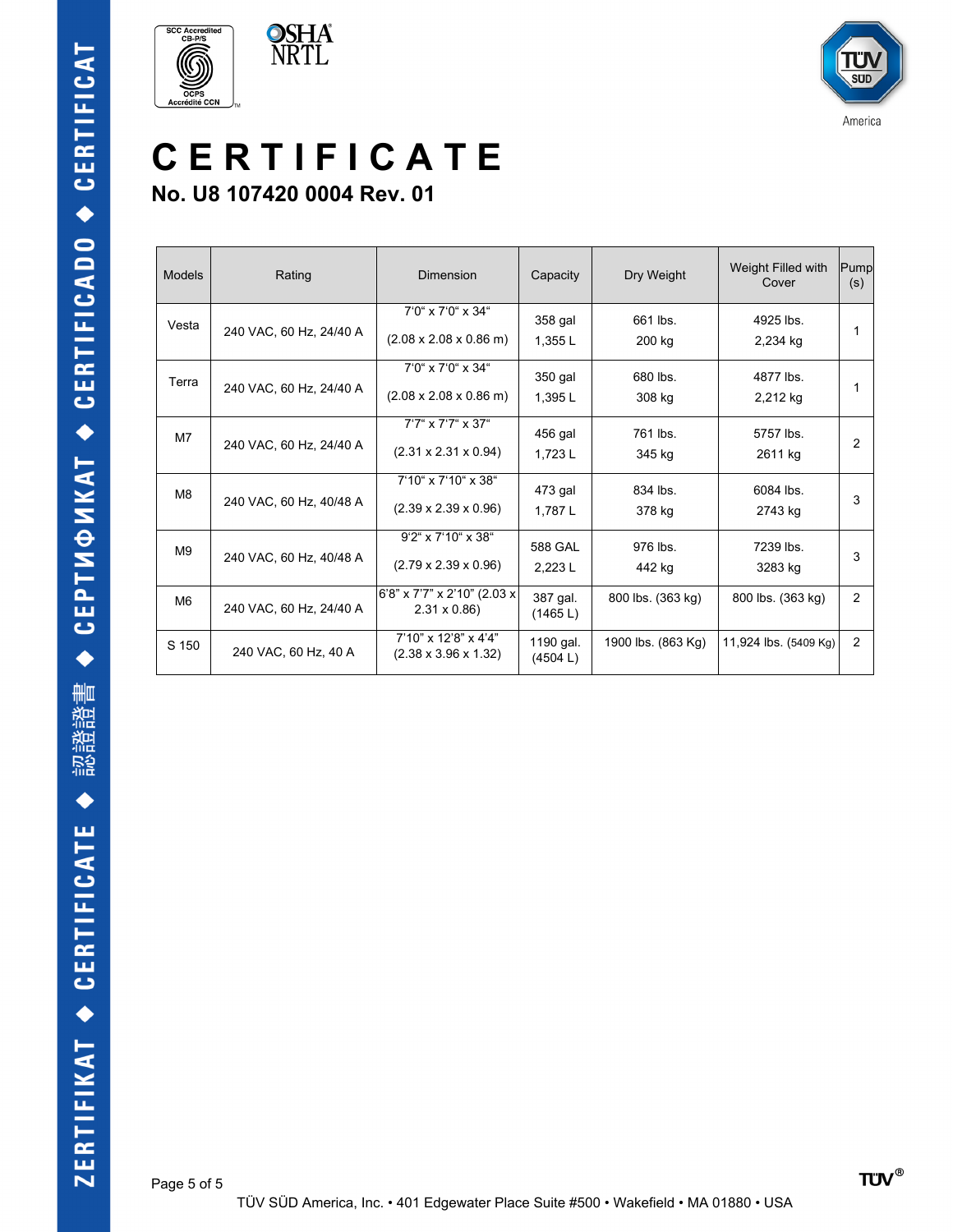# CERTIFICATE

## No. U8 107420 0004 Rev. 01

| Models | Rating | Dimension | Capacity | Dry Weight | Weight Filled with Cover | Pump (s) |
|---|---|---|---|---|---|---|
| Vesta | 240 VAC, 60 Hz, 24/40 A | 7'0" x 7'0" x 34" (2.08 x 2.08 x 0.86 m) | 358 gal 1,355 L | 661 lbs. 200 kg | 4925 lbs. 2,234 kg | 1 |
| Terra | 240 VAC, 60 Hz, 24/40 A | 7'0" x 7'0" x 34" (2.08 x 2.08 x 0.86 m) | 350 gal 1,395 L | 680 lbs. 308 kg | 4877 lbs. 2,212 kg | 1 |
| M7 | 240 VAC, 60 Hz, 24/40 A | 7'7" x 7'7" x 37" (2.31 x 2.31 x 0.94) | 456 gal 1,723 L | 761 lbs. 345 kg | 5757 lbs. 2611 kg | 2 |
| M8 | 240 VAC, 60 Hz, 40/48 A | 7'10" x 7'10" x 38" (2.39 x 2.39 x 0.96) | 473 gal 1,787 L | 834 lbs. 378 kg | 6084 lbs. 2743 kg | 3 |
| M9 | 240 VAC, 60 Hz, 40/48 A | 9'2" x 7'10" x 38" (2.79 x 2.39 x 0.96) | 588 GAL 2,223 L | 976 lbs. 442 kg | 7239 lbs. 3283 kg | 3 |
| M6 | 240 VAC, 60 Hz, 24/40 A | 6'8" x 7'7" x 2'10" (2.03 x 2.31 x 0.86) | 387 gal. (1465 L) | 800 lbs. (363 kg) | 800 lbs. (363 kg) | 2 |
| S 150 | 240 VAC, 60 Hz, 40 A | 7'10" x 12'8" x 4'4" (2.38 x 3.96 x 1.32) | 1190 gal. (4504 L) | 1900 lbs. (863 Kg) | 11,924 lbs. (5409 Kg) | 2 |

TÜV SÜD America, Inc. • 401 Edgewater Place Suite #500 • Wakefield • MA 01880 • USA